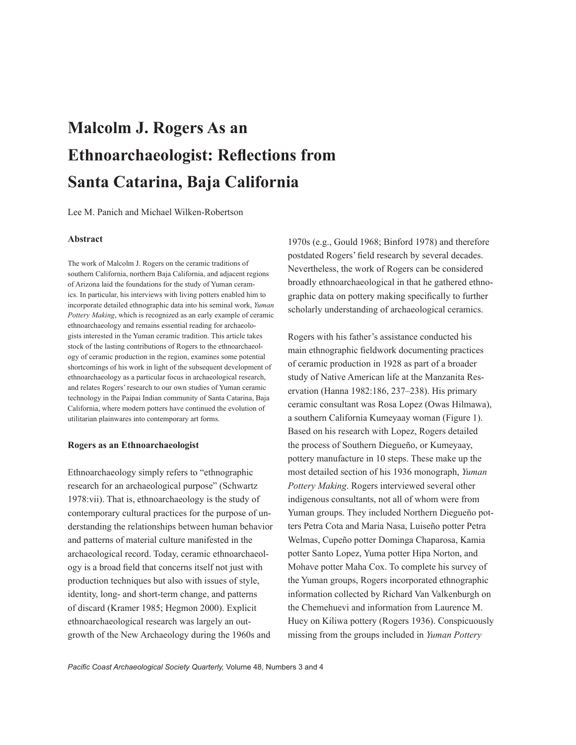# Malcolm J. Rogers As an Ethnoarchaeologist: Reflections from Santa Catarina, Baja California

Lee M. Panich and Michael Wilken-Robertson

### Abstract

The work of Malcolm J. Rogers on the ceramic traditions of southern California, northern Baja California, and adjacent regions of Arizona laid the foundations for the study of Yuman ceramics. In particular, his interviews with living potters enabled him to incorporate detailed ethnographic data into his seminal work, *Yuman Pottery Making*, which is recognized as an early example of ceramic ethnoarchaeology and remains essential reading for archaeologists interested in the Yuman ceramic tradition. This article takes stock of the lasting contributions of Rogers to the ethnoarchaeology of ceramic production in the region, examines some potential shortcomings of his work in light of the subsequent development of ethnoarchaeology as a particular focus in archaeological research, and relates Rogers' research to our own studies of Yuman ceramic technology in the Paipai Indian community of Santa Catarina, Baja California, where modern potters have continued the evolution of utilitarian plainwares into contemporary art forms.

### Rogers as an Ethnoarchaeologist

Ethnoarchaeology simply refers to "ethnographic research for an archaeological purpose" (Schwartz 1978:vii). That is, ethnoarchaeology is the study of contemporary cultural practices for the purpose of understanding the relationships between human behavior and patterns of material culture manifested in the archaeological record. Today, ceramic ethnoarchaeology is a broad field that concerns itself not just with production techniques but also with issues of style, identity, long- and short-term change, and patterns of discard (Kramer 1985; Hegmon 2000). Explicit ethnoarchaeological research was largely an outgrowth of the New Archaeology during the 1960s and 1970s (e.g., Gould 1968; Binford 1978) and therefore postdated Rogers' field research by several decades. Nevertheless, the work of Rogers can be considered broadly ethnoarchaeological in that he gathered ethnographic data on pottery making specifically to further scholarly understanding of archaeological ceramics.

Rogers with his father's assistance conducted his main ethnographic fieldwork documenting practices of ceramic production in 1928 as part of a broader study of Native American life at the Manzanita Reservation (Hanna 1982:186, 237–238). His primary ceramic consultant was Rosa Lopez (Owas Hilmawa), a southern California Kumeyaay woman (Figure 1). Based on his research with Lopez, Rogers detailed the process of Southern Diegueño, or Kumeyaay, pottery manufacture in 10 steps. These make up the most detailed section of his 1936 monograph, *Yuman Pottery Making*. Rogers interviewed several other indigenous consultants, not all of whom were from Yuman groups. They included Northern Diegueño potters Petra Cota and Maria Nasa, Luiseño potter Petra Welmas, Cupeño potter Dominga Chaparosa, Kamia potter Santo Lopez, Yuma potter Hipa Norton, and Mohave potter Maha Cox. To complete his survey of the Yuman groups, Rogers incorporated ethnographic information collected by Richard Van Valkenburgh on the Chemehuevi and information from Laurence M. Huey on Kiliwa pottery (Rogers 1936). Conspicuously missing from the groups included in *Yuman Pottery*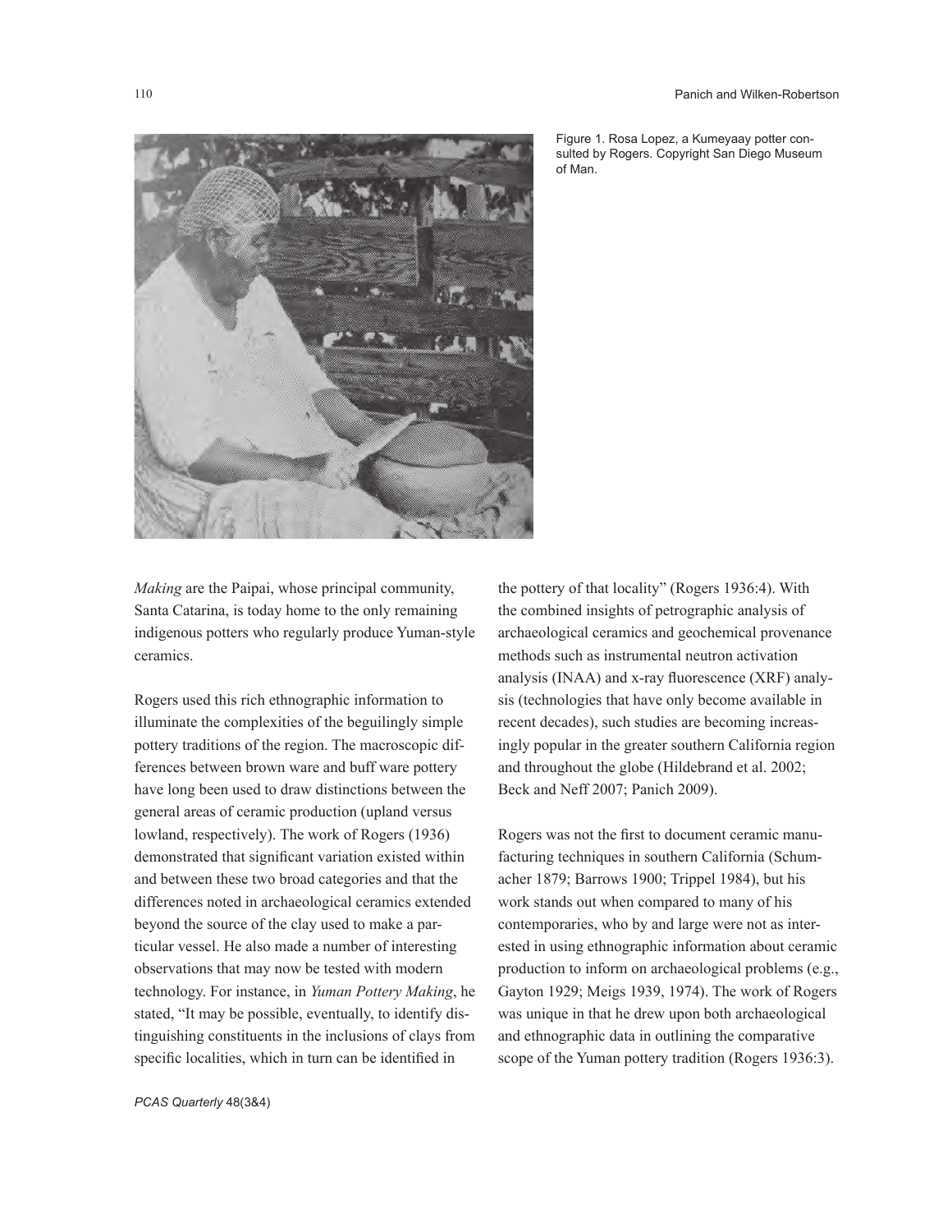Figure 1. Rosa Lopez, a Kumeyaay potter consulted by Rogers. Copyright San Diego Museum of Man.

*Making* are the Paipai, whose principal community, Santa Catarina, is today home to the only remaining indigenous potters who regularly produce Yuman-style ceramics.

Rogers used this rich ethnographic information to illuminate the complexities of the beguilingly simple pottery traditions of the region. The macroscopic differences between brown ware and buff ware pottery have long been used to draw distinctions between the general areas of ceramic production (upland versus lowland, respectively). The work of Rogers (1936) demonstrated that significant variation existed within and between these two broad categories and that the differences noted in archaeological ceramics extended beyond the source of the clay used to make a particular vessel. He also made a number of interesting observations that may now be tested with modern technology. For instance, in *Yuman Pottery Making*, he stated, "It may be possible, eventually, to identify distinguishing constituents in the inclusions of clays from specific localities, which in turn can be identified in the pottery of that locality" (Rogers 1936:4). With the combined insights of petrographic analysis of archaeological ceramics and geochemical provenance methods such as instrumental neutron activation analysis (INAA) and x-ray fluorescence (XRF) analysis (technologies that have only become available in recent decades), such studies are becoming increasingly popular in the greater southern California region and throughout the globe (Hildebrand et al. 2002; Beck and Neff 2007; Panich 2009).

Rogers was not the first to document ceramic manufacturing techniques in southern California (Schumacher 1879; Barrows 1900; Trippel 1984), but his work stands out when compared to many of his contemporaries, who by and large were not as interested in using ethnographic information about ceramic production to inform on archaeological problems (e.g., Gayton 1929; Meigs 1939, 1974). The work of Rogers was unique in that he drew upon both archaeological and ethnographic data in outlining the comparative scope of the Yuman pottery tradition (Rogers 1936:3).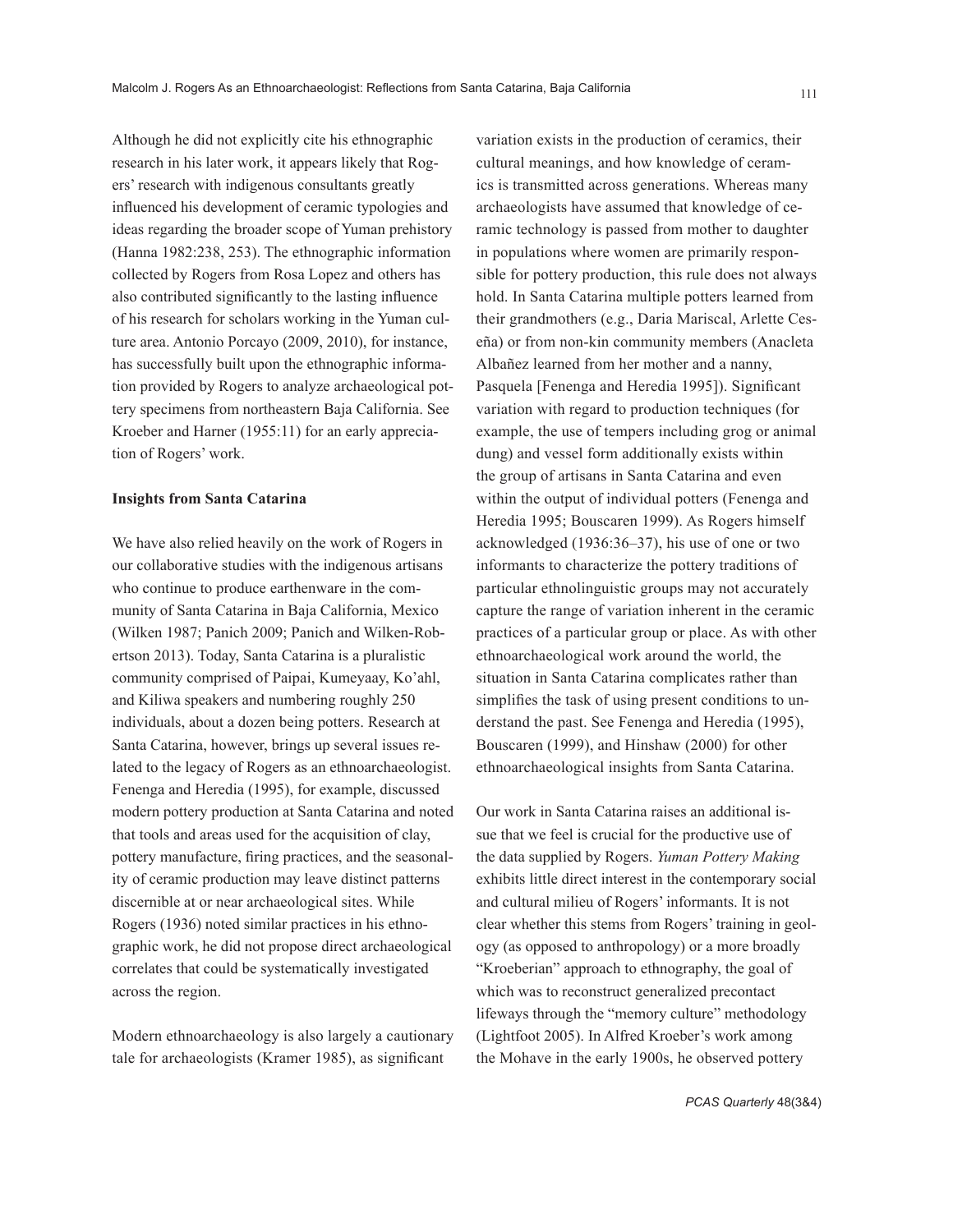Although he did not explicitly cite his ethnographic research in his later work, it appears likely that Rogers' research with indigenous consultants greatly influenced his development of ceramic typologies and ideas regarding the broader scope of Yuman prehistory (Hanna 1982:238, 253). The ethnographic information collected by Rogers from Rosa Lopez and others has also contributed significantly to the lasting influence of his research for scholars working in the Yuman culture area. Antonio Porcayo (2009, 2010), for instance, has successfully built upon the ethnographic information provided by Rogers to analyze archaeological pottery specimens from northeastern Baja California. See Kroeber and Harner (1955:11) for an early appreciation of Rogers' work.

**Insights from Santa Catarina**

We have also relied heavily on the work of Rogers in our collaborative studies with the indigenous artisans who continue to produce earthenware in the community of Santa Catarina in Baja California, Mexico (Wilken 1987; Panich 2009; Panich and Wilken-Robertson 2013). Today, Santa Catarina is a pluralistic community comprised of Paipai, Kumeyaay, Ko'ahl, and Kiliwa speakers and numbering roughly 250 individuals, about a dozen being potters. Research at Santa Catarina, however, brings up several issues related to the legacy of Rogers as an ethnoarchaeologist. Fenenga and Heredia (1995), for example, discussed modern pottery production at Santa Catarina and noted that tools and areas used for the acquisition of clay, pottery manufacture, firing practices, and the seasonality of ceramic production may leave distinct patterns discernible at or near archaeological sites. While Rogers (1936) noted similar practices in his ethnographic work, he did not propose direct archaeological correlates that could be systematically investigated across the region.

Modern ethnoarchaeology is also largely a cautionary tale for archaeologists (Kramer 1985), as significant variation exists in the production of ceramics, their cultural meanings, and how knowledge of ceramics is transmitted across generations. Whereas many archaeologists have assumed that knowledge of ceramic technology is passed from mother to daughter in populations where women are primarily responsible for pottery production, this rule does not always hold. In Santa Catarina multiple potters learned from their grandmothers (e.g., Daria Mariscal, Arlette Ceseña) or from non-kin community members (Anacleta Albañez learned from her mother and a nanny, Pasquela [Fenenga and Heredia 1995]). Significant variation with regard to production techniques (for example, the use of tempers including grog or animal dung) and vessel form additionally exists within the group of artisans in Santa Catarina and even within the output of individual potters (Fenenga and Heredia 1995; Bouscaren 1999). As Rogers himself acknowledged (1936:36–37), his use of one or two informants to characterize the pottery traditions of particular ethnolinguistic groups may not accurately capture the range of variation inherent in the ceramic practices of a particular group or place. As with other ethnoarchaeological work around the world, the situation in Santa Catarina complicates rather than simplifies the task of using present conditions to understand the past. See Fenenga and Heredia (1995), Bouscaren (1999), and Hinshaw (2000) for other ethnoarchaeological insights from Santa Catarina.

Our work in Santa Catarina raises an additional issue that we feel is crucial for the productive use of the data supplied by Rogers. *Yuman Pottery Making* exhibits little direct interest in the contemporary social and cultural milieu of Rogers' informants. It is not clear whether this stems from Rogers' training in geology (as opposed to anthropology) or a more broadly "Kroeberian" approach to ethnography, the goal of which was to reconstruct generalized precontact lifeways through the "memory culture" methodology (Lightfoot 2005). In Alfred Kroeber's work among the Mohave in the early 1900s, he observed pottery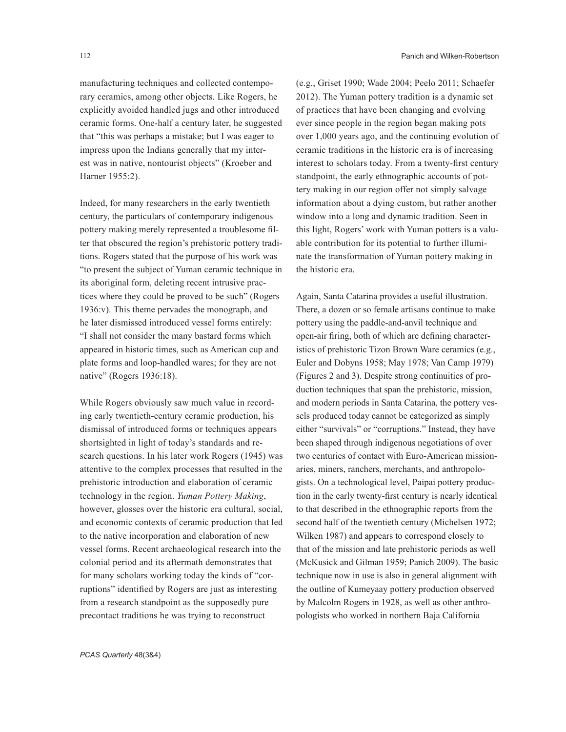manufacturing techniques and collected contemporary ceramics, among other objects. Like Rogers, he explicitly avoided handled jugs and other introduced ceramic forms. One-half a century later, he suggested that "this was perhaps a mistake; but I was eager to impress upon the Indians generally that my interest was in native, nontourist objects" (Kroeber and Harner 1955:2).

Indeed, for many researchers in the early twentieth century, the particulars of contemporary indigenous pottery making merely represented a troublesome filter that obscured the region's prehistoric pottery traditions. Rogers stated that the purpose of his work was "to present the subject of Yuman ceramic technique in its aboriginal form, deleting recent intrusive practices where they could be proved to be such" (Rogers 1936:v). This theme pervades the monograph, and he later dismissed introduced vessel forms entirely: "I shall not consider the many bastard forms which appeared in historic times, such as American cup and plate forms and loop-handled wares; for they are not native" (Rogers 1936:18).

While Rogers obviously saw much value in recording early twentieth-century ceramic production, his dismissal of introduced forms or techniques appears shortsighted in light of today's standards and research questions. In his later work Rogers (1945) was attentive to the complex processes that resulted in the prehistoric introduction and elaboration of ceramic technology in the region. *Yuman Pottery Making*, however, glosses over the historic era cultural, social, and economic contexts of ceramic production that led to the native incorporation and elaboration of new vessel forms. Recent archaeological research into the colonial period and its aftermath demonstrates that for many scholars working today the kinds of "corruptions" identified by Rogers are just as interesting from a research standpoint as the supposedly pure precontact traditions he was trying to reconstruct (e.g., Griset 1990; Wade 2004; Peelo 2011; Schaefer 2012). The Yuman pottery tradition is a dynamic set of practices that have been changing and evolving ever since people in the region began making pots over 1,000 years ago, and the continuing evolution of ceramic traditions in the historic era is of increasing interest to scholars today. From a twenty-first century standpoint, the early ethnographic accounts of pottery making in our region offer not simply salvage information about a dying custom, but rather another window into a long and dynamic tradition. Seen in this light, Rogers' work with Yuman potters is a valuable contribution for its potential to further illuminate the transformation of Yuman pottery making in the historic era.

Again, Santa Catarina provides a useful illustration. There, a dozen or so female artisans continue to make pottery using the paddle-and-anvil technique and open-air firing, both of which are defining characteristics of prehistoric Tizon Brown Ware ceramics (e.g., Euler and Dobyns 1958; May 1978; Van Camp 1979) (Figures 2 and 3). Despite strong continuities of production techniques that span the prehistoric, mission, and modern periods in Santa Catarina, the pottery vessels produced today cannot be categorized as simply either "survivals" or "corruptions." Instead, they have been shaped through indigenous negotiations of over two centuries of contact with Euro-American missionaries, miners, ranchers, merchants, and anthropologists. On a technological level, Paipai pottery production in the early twenty-first century is nearly identical to that described in the ethnographic reports from the second half of the twentieth century (Michelsen 1972; Wilken 1987) and appears to correspond closely to that of the mission and late prehistoric periods as well (McKusick and Gilman 1959; Panich 2009). The basic technique now in use is also in general alignment with the outline of Kumeyaay pottery production observed by Malcolm Rogers in 1928, as well as other anthropologists who worked in northern Baja California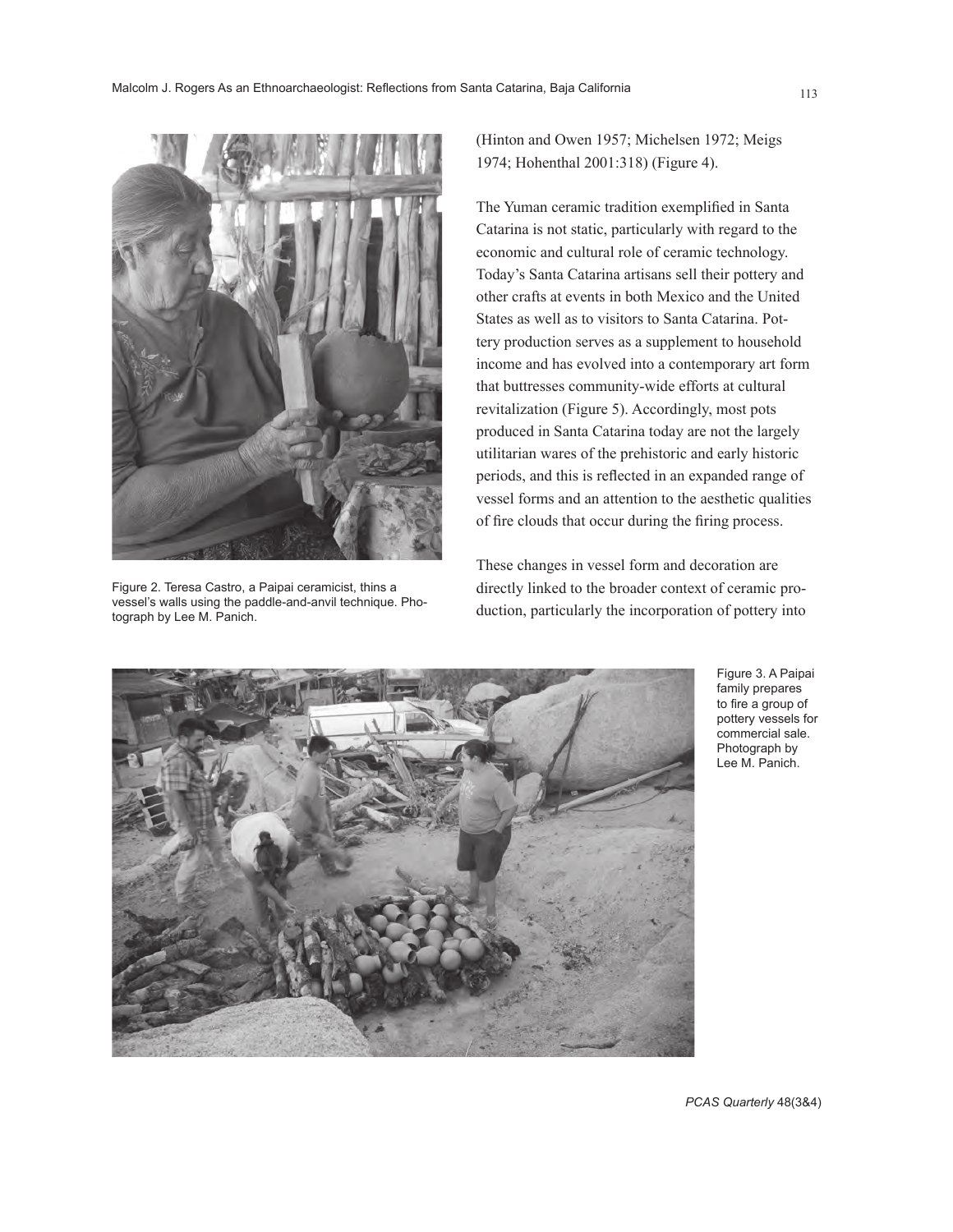Figure 2. Teresa Castro, a Paipai ceramicist, thins a vessel's walls using the paddle-and-anvil technique. Photograph by Lee M. Panich.

(Hinton and Owen 1957; Michelsen 1972; Meigs 1974; Hohenthal 2001:318) (Figure 4).

The Yuman ceramic tradition exemplified in Santa Catarina is not static, particularly with regard to the economic and cultural role of ceramic technology. Today's Santa Catarina artisans sell their pottery and other crafts at events in both Mexico and the United States as well as to visitors to Santa Catarina. Pottery production serves as a supplement to household income and has evolved into a contemporary art form that buttresses community-wide efforts at cultural revitalization (Figure 5). Accordingly, most pots produced in Santa Catarina today are not the largely utilitarian wares of the prehistoric and early historic periods, and this is reflected in an expanded range of vessel forms and an attention to the aesthetic qualities of fire clouds that occur during the firing process.

These changes in vessel form and decoration are directly linked to the broader context of ceramic production, particularly the incorporation of pottery into

Figure 3. A Paipai family prepares to fire a group of pottery vessels for commercial sale. Photograph by Lee M. Panich.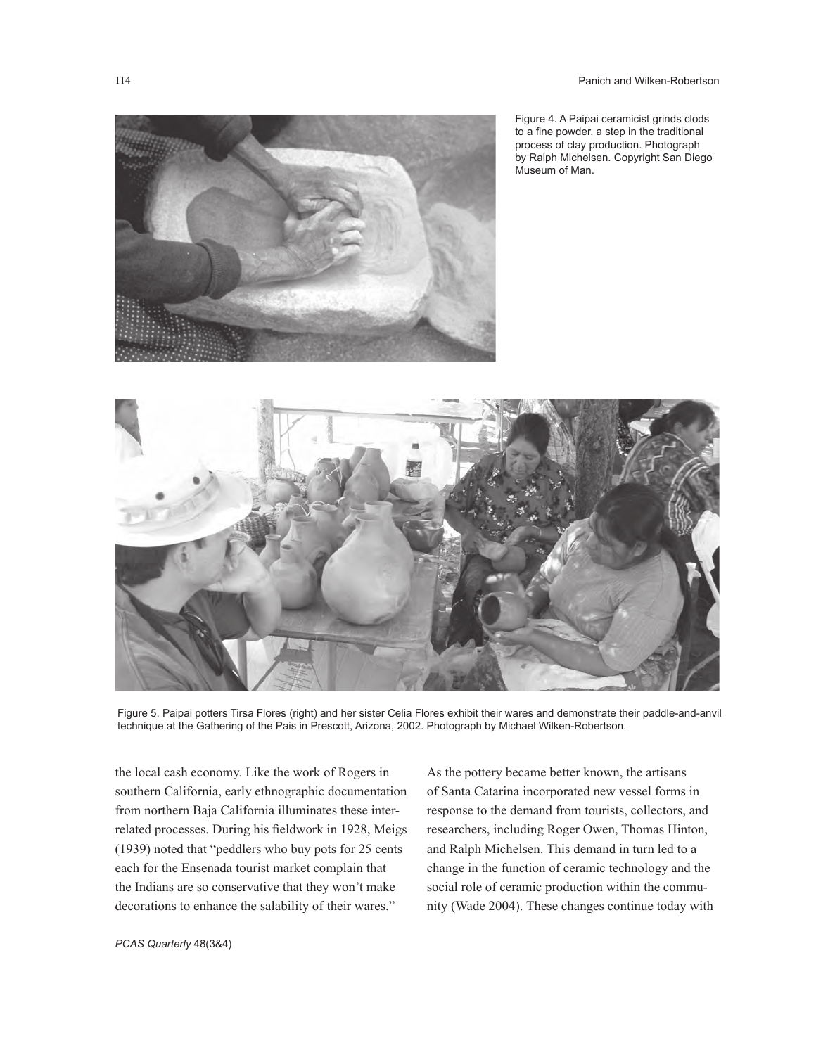Figure 4. A Paipai ceramicist grinds clods to a fine powder, a step in the traditional process of clay production. Photograph by Ralph Michelsen. Copyright San Diego Museum of Man.

Figure 5. Paipai potters Tirsa Flores (right) and her sister Celia Flores exhibit their wares and demonstrate their paddle-and-anvil technique at the Gathering of the Pais in Prescott, Arizona, 2002. Photograph by Michael Wilken-Robertson.

the local cash economy. Like the work of Rogers in southern California, early ethnographic documentation from northern Baja California illuminates these interrelated processes. During his fieldwork in 1928, Meigs (1939) noted that "peddlers who buy pots for 25 cents each for the Ensenada tourist market complain that the Indians are so conservative that they won't make decorations to enhance the salability of their wares."

As the pottery became better known, the artisans of Santa Catarina incorporated new vessel forms in response to the demand from tourists, collectors, and researchers, including Roger Owen, Thomas Hinton, and Ralph Michelsen. This demand in turn led to a change in the function of ceramic technology and the social role of ceramic production within the community (Wade 2004). These changes continue today with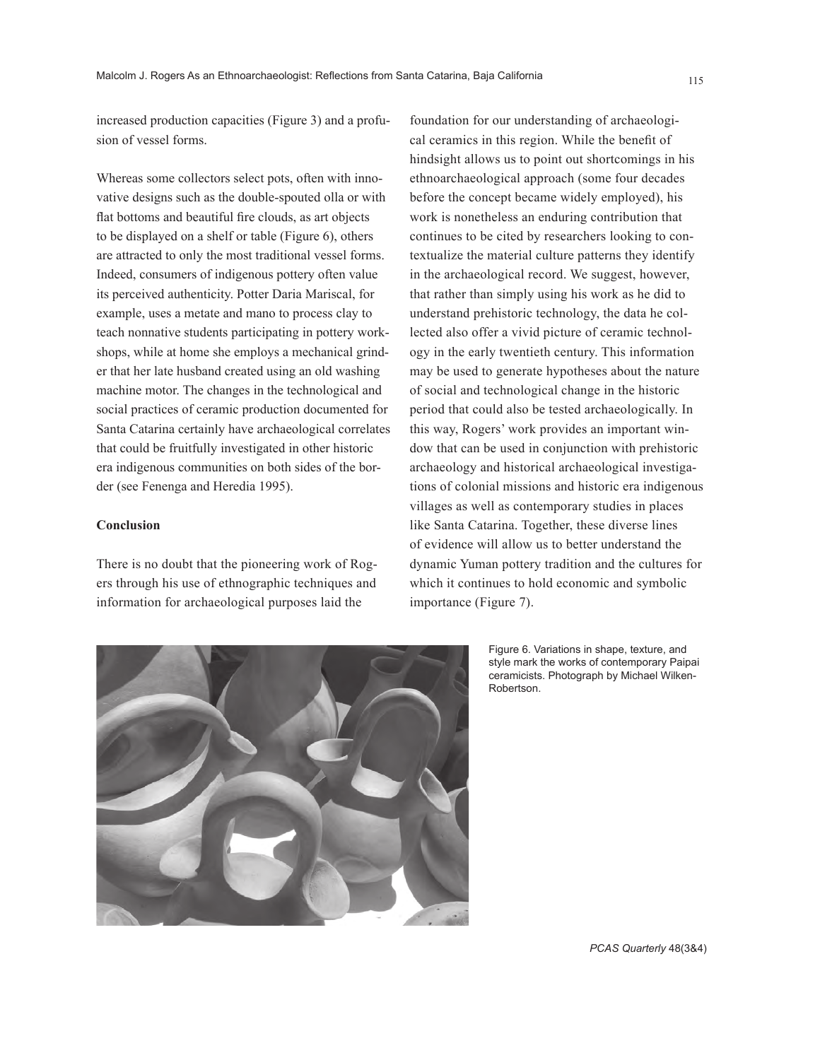increased production capacities (Figure 3) and a profusion of vessel forms.

Whereas some collectors select pots, often with innovative designs such as the double-spouted olla or with flat bottoms and beautiful fire clouds, as art objects to be displayed on a shelf or table (Figure 6), others are attracted to only the most traditional vessel forms. Indeed, consumers of indigenous pottery often value its perceived authenticity. Potter Daria Mariscal, for example, uses a metate and mano to process clay to teach nonnative students participating in pottery workshops, while at home she employs a mechanical grinder that her late husband created using an old washing machine motor. The changes in the technological and social practices of ceramic production documented for Santa Catarina certainly have archaeological correlates that could be fruitfully investigated in other historic era indigenous communities on both sides of the border (see Fenenga and Heredia 1995).

**Conclusion**

There is no doubt that the pioneering work of Rogers through his use of ethnographic techniques and information for archaeological purposes laid the foundation for our understanding of archaeological ceramics in this region. While the benefit of hindsight allows us to point out shortcomings in his ethnoarchaeological approach (some four decades before the concept became widely employed), his work is nonetheless an enduring contribution that continues to be cited by researchers looking to contextualize the material culture patterns they identify in the archaeological record. We suggest, however, that rather than simply using his work as he did to understand prehistoric technology, the data he collected also offer a vivid picture of ceramic technology in the early twentieth century. This information may be used to generate hypotheses about the nature of social and technological change in the historic period that could also be tested archaeologically. In this way, Rogers' work provides an important window that can be used in conjunction with prehistoric archaeology and historical archaeological investigations of colonial missions and historic era indigenous villages as well as contemporary studies in places like Santa Catarina. Together, these diverse lines of evidence will allow us to better understand the dynamic Yuman pottery tradition and the cultures for which it continues to hold economic and symbolic importance (Figure 7).

Figure 6. Variations in shape, texture, and style mark the works of contemporary Paipai ceramicists. Photograph by Michael Wilken-Robertson.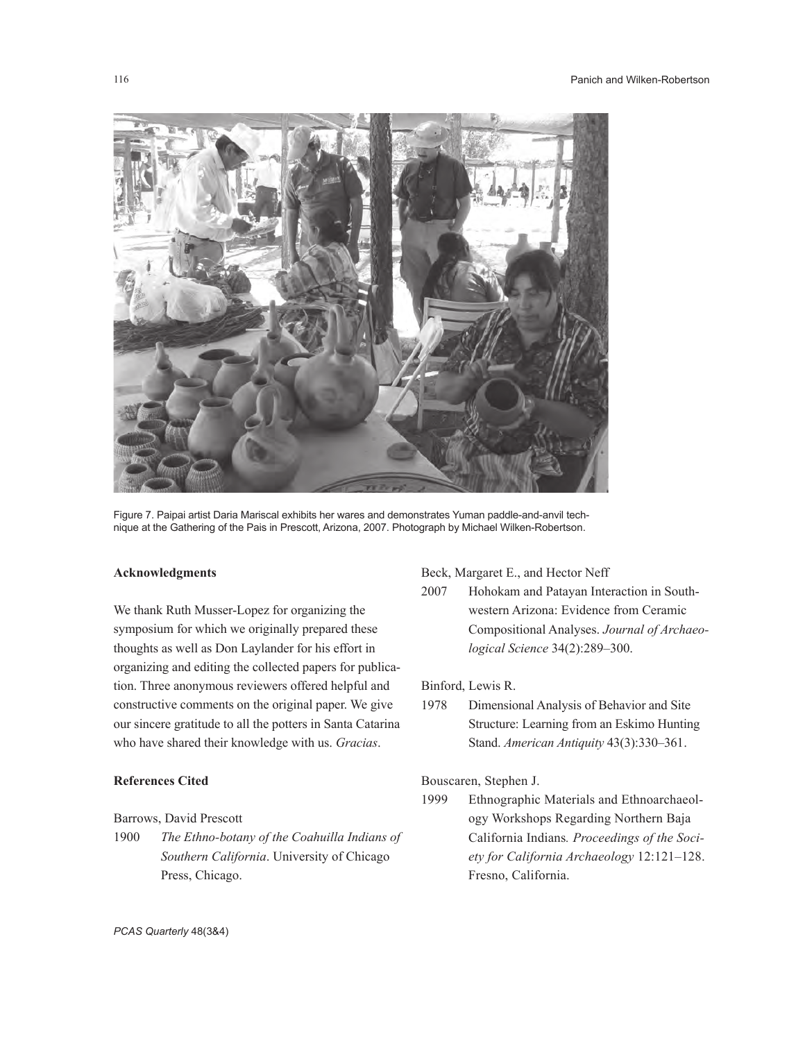Figure 7. Paipai artist Daria Mariscal exhibits her wares and demonstrates Yuman paddle-and-anvil technique at the Gathering of the Pais in Prescott, Arizona, 2007. Photograph by Michael Wilken-Robertson.

### Acknowledgments

We thank Ruth Musser-Lopez for organizing the symposium for which we originally prepared these thoughts as well as Don Laylander for his effort in organizing and editing the collected papers for publication. Three anonymous reviewers offered helpful and constructive comments on the original paper. We give our sincere gratitude to all the potters in Santa Catarina who have shared their knowledge with us. *Gracias*.

### References Cited

Barrows, David Prescott

1900 *The Ethno-botany of the Coahuilla Indians of Southern California*. University of Chicago Press, Chicago.

Beck, Margaret E., and Hector Neff

2007 Hohokam and Patayan Interaction in Southwestern Arizona: Evidence from Ceramic Compositional Analyses. *Journal of Archaeological Science* 34(2):289–300.

Binford, Lewis R.

1978 Dimensional Analysis of Behavior and Site Structure: Learning from an Eskimo Hunting Stand. *American Antiquity* 43(3):330–361.

Bouscaren, Stephen J.

1999 Ethnographic Materials and Ethnoarchaeology Workshops Regarding Northern Baja California Indians. *Proceedings of the Society for California Archaeology* 12:121–128. Fresno, California.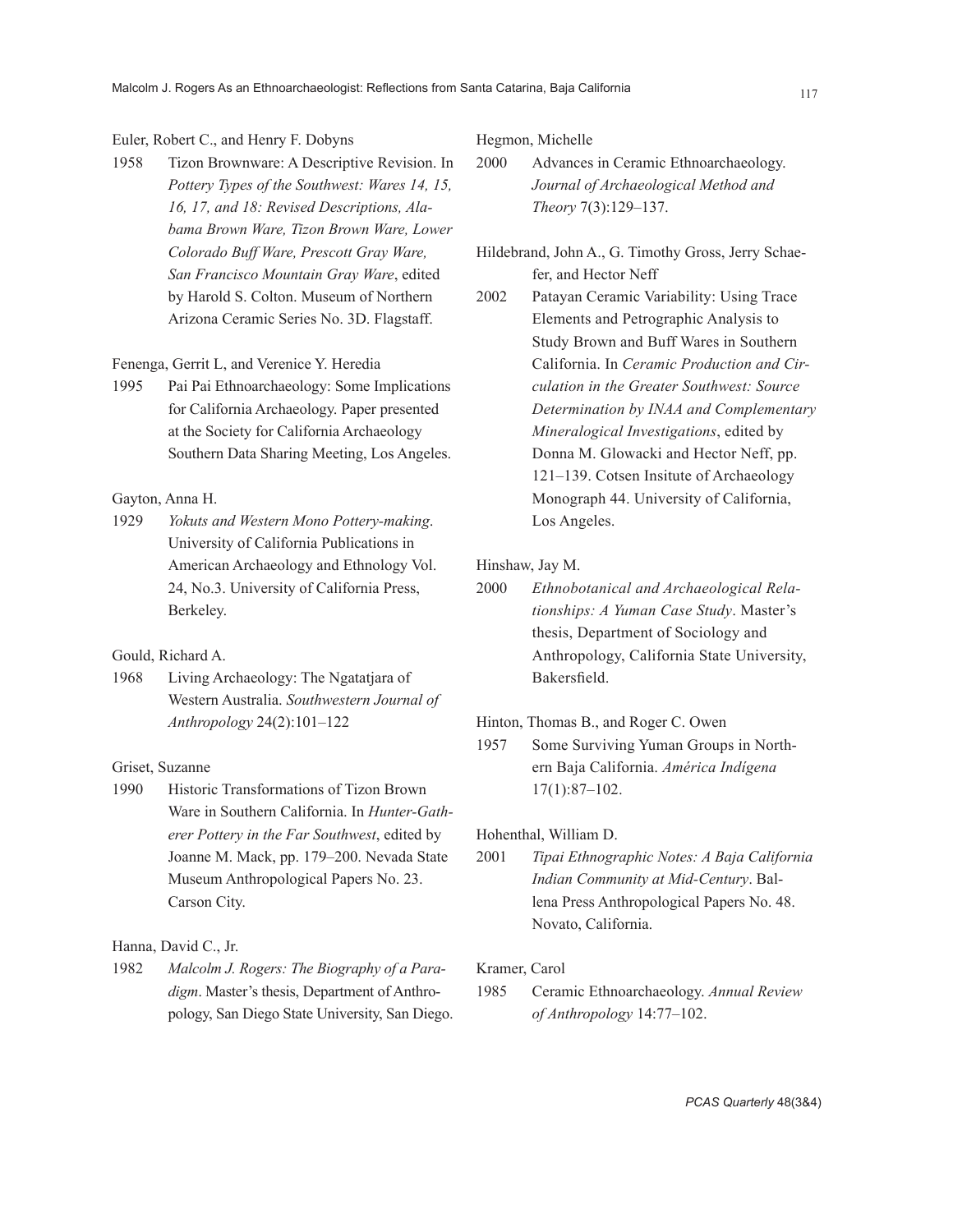Euler, Robert C., and Henry F. Dobyns

1958 Tizon Brownware: A Descriptive Revision. In *Pottery Types of the Southwest: Wares 14, 15, 16, 17, and 18: Revised Descriptions, Alabama Brown Ware, Tizon Brown Ware, Lower Colorado Buff Ware, Prescott Gray Ware, San Francisco Mountain Gray Ware*, edited by Harold S. Colton. Museum of Northern Arizona Ceramic Series No. 3D. Flagstaff.

Fenenga, Gerrit L, and Verenice Y. Heredia

1995 Pai Pai Ethnoarchaeology: Some Implications for California Archaeology. Paper presented at the Society for California Archaeology Southern Data Sharing Meeting, Los Angeles.

Gayton, Anna H.

1929 *Yokuts and Western Mono Pottery-making*. University of California Publications in American Archaeology and Ethnology Vol. 24, No.3. University of California Press, Berkeley.

Gould, Richard A.

1968 Living Archaeology: The Ngatatjara of Western Australia. *Southwestern Journal of Anthropology* 24(2):101–122

Griset, Suzanne

1990 Historic Transformations of Tizon Brown Ware in Southern California. In *Hunter-Gatherer Pottery in the Far Southwest*, edited by Joanne M. Mack, pp. 179–200. Nevada State Museum Anthropological Papers No. 23. Carson City.

Hanna, David C., Jr.

1982 *Malcolm J. Rogers: The Biography of a Paradigm*. Master's thesis, Department of Anthropology, San Diego State University, San Diego.

Hegmon, Michelle

2000 Advances in Ceramic Ethnoarchaeology. *Journal of Archaeological Method and Theory* 7(3):129–137.

Hildebrand, John A., G. Timothy Gross, Jerry Schaefer, and Hector Neff

2002 Patayan Ceramic Variability: Using Trace Elements and Petrographic Analysis to Study Brown and Buff Wares in Southern California. In *Ceramic Production and Circulation in the Greater Southwest: Source Determination by INAA and Complementary Mineralogical Investigations*, edited by Donna M. Glowacki and Hector Neff, pp. 121–139. Cotsen Insitute of Archaeology Monograph 44. University of California, Los Angeles.

Hinshaw, Jay M.

2000 *Ethnobotanical and Archaeological Relationships: A Yuman Case Study*. Master's thesis, Department of Sociology and Anthropology, California State University, Bakersfield.

Hinton, Thomas B., and Roger C. Owen

1957 Some Surviving Yuman Groups in Northern Baja California. *América Indígena* 17(1):87–102.

Hohenthal, William D.

2001 *Tipai Ethnographic Notes: A Baja California Indian Community at Mid-Century*. Ballena Press Anthropological Papers No. 48. Novato, California.

Kramer, Carol

1985 Ceramic Ethnoarchaeology. *Annual Review of Anthropology* 14:77–102.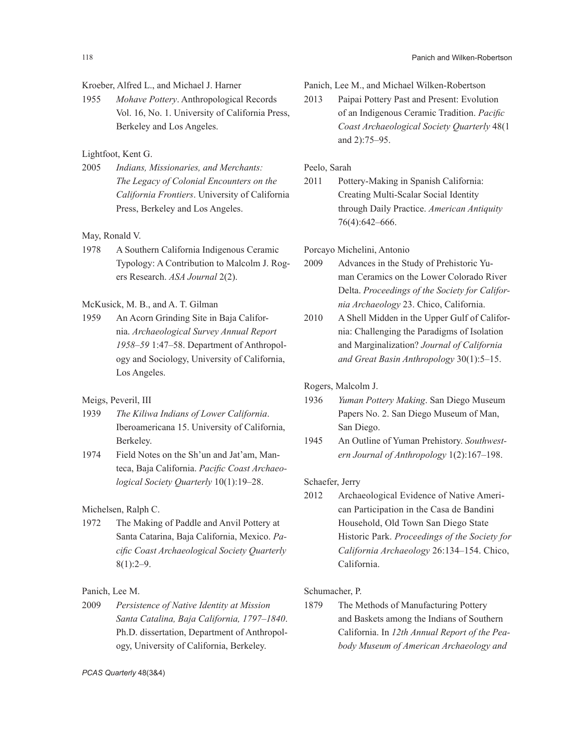Kroeber, Alfred L., and Michael J. Harner

1955 *Mohave Pottery*. Anthropological Records Vol. 16, No. 1. University of California Press, Berkeley and Los Angeles.

Lightfoot, Kent G.

2005 *Indians, Missionaries, and Merchants: The Legacy of Colonial Encounters on the California Frontiers*. University of California Press, Berkeley and Los Angeles.

May, Ronald V.

1978 A Southern California Indigenous Ceramic Typology: A Contribution to Malcolm J. Rogers Research. *ASA Journal* 2(2).

McKusick, M. B., and A. T. Gilman

1959 An Acorn Grinding Site in Baja California. *Archaeological Survey Annual Report 1958–59* 1:47–58. Department of Anthropology and Sociology, University of California, Los Angeles.

Meigs, Peveril, III

1939 *The Kiliwa Indians of Lower California*. Iberoamericana 15. University of California, Berkeley.

1974 Field Notes on the Sh'un and Jat'am, Manteca, Baja California. *Pacific Coast Archaeological Society Quarterly* 10(1):19–28.

Michelsen, Ralph C.

1972 The Making of Paddle and Anvil Pottery at Santa Catarina, Baja California, Mexico. *Pacific Coast Archaeological Society Quarterly* 8(1):2–9.

Panich, Lee M.

2009 *Persistence of Native Identity at Mission Santa Catalina, Baja California, 1797–1840*. Ph.D. dissertation, Department of Anthropology, University of California, Berkeley.

Panich, Lee M., and Michael Wilken-Robertson

2013 Paipai Pottery Past and Present: Evolution of an Indigenous Ceramic Tradition. *Pacific Coast Archaeological Society Quarterly* 48(1 and 2):75–95.

Peelo, Sarah

2011 Pottery-Making in Spanish California: Creating Multi-Scalar Social Identity through Daily Practice. *American Antiquity* 76(4):642–666.

Porcayo Michelini, Antonio

2009 Advances in the Study of Prehistoric Yuman Ceramics on the Lower Colorado River Delta. *Proceedings of the Society for California Archaeology* 23. Chico, California.

2010 A Shell Midden in the Upper Gulf of California: Challenging the Paradigms of Isolation and Marginalization? *Journal of California and Great Basin Anthropology* 30(1):5–15.

Rogers, Malcolm J.

1936 *Yuman Pottery Making*. San Diego Museum Papers No. 2. San Diego Museum of Man, San Diego.

1945 An Outline of Yuman Prehistory. *Southwestern Journal of Anthropology* 1(2):167–198.

Schaefer, Jerry

2012 Archaeological Evidence of Native American Participation in the Casa de Bandini Household, Old Town San Diego State Historic Park. *Proceedings of the Society for California Archaeology* 26:134–154. Chico, California.

Schumacher, P.

1879 The Methods of Manufacturing Pottery and Baskets among the Indians of Southern California. In *12th Annual Report of the Peabody Museum of American Archaeology and*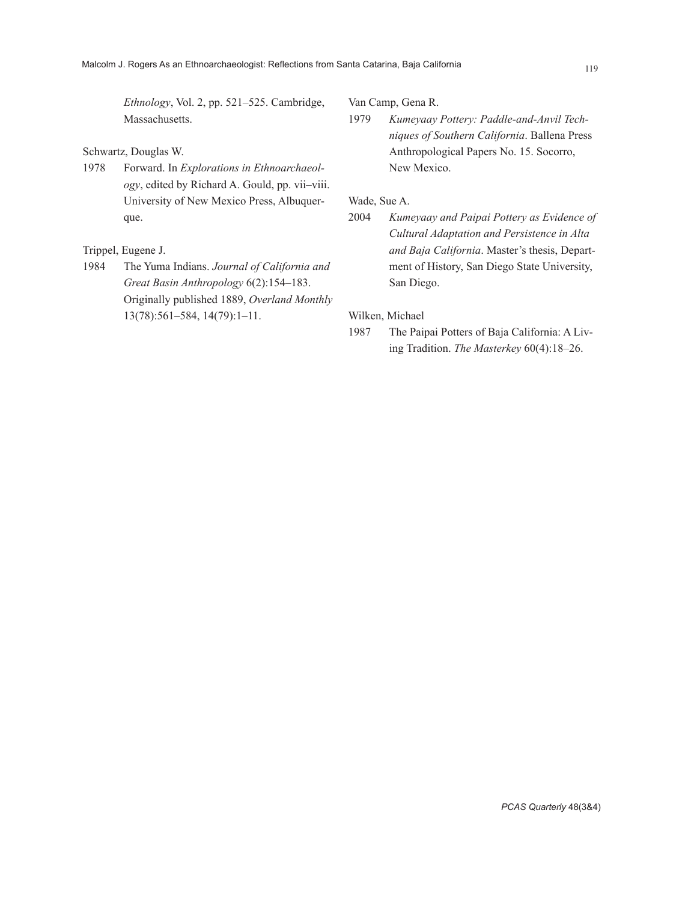*Ethnology*, Vol. 2, pp. 521–525. Cambridge, Massachusetts.

Schwartz, Douglas W.

1978 Forward. In *Explorations in Ethnoarchaeology*, edited by Richard A. Gould, pp. vii–viii. University of New Mexico Press, Albuquerque.

Trippel, Eugene J.

1984 The Yuma Indians. *Journal of California and Great Basin Anthropology* 6(2):154–183. Originally published 1889, *Overland Monthly* 13(78):561–584, 14(79):1–11.

Van Camp, Gena R.

1979 *Kumeyaay Pottery: Paddle-and-Anvil Techniques of Southern California*. Ballena Press Anthropological Papers No. 15. Socorro, New Mexico.

Wade, Sue A.

2004 *Kumeyaay and Paipai Pottery as Evidence of Cultural Adaptation and Persistence in Alta and Baja California*. Master's thesis, Department of History, San Diego State University, San Diego.

Wilken, Michael

1987 The Paipai Potters of Baja California: A Living Tradition. *The Masterkey* 60(4):18–26.